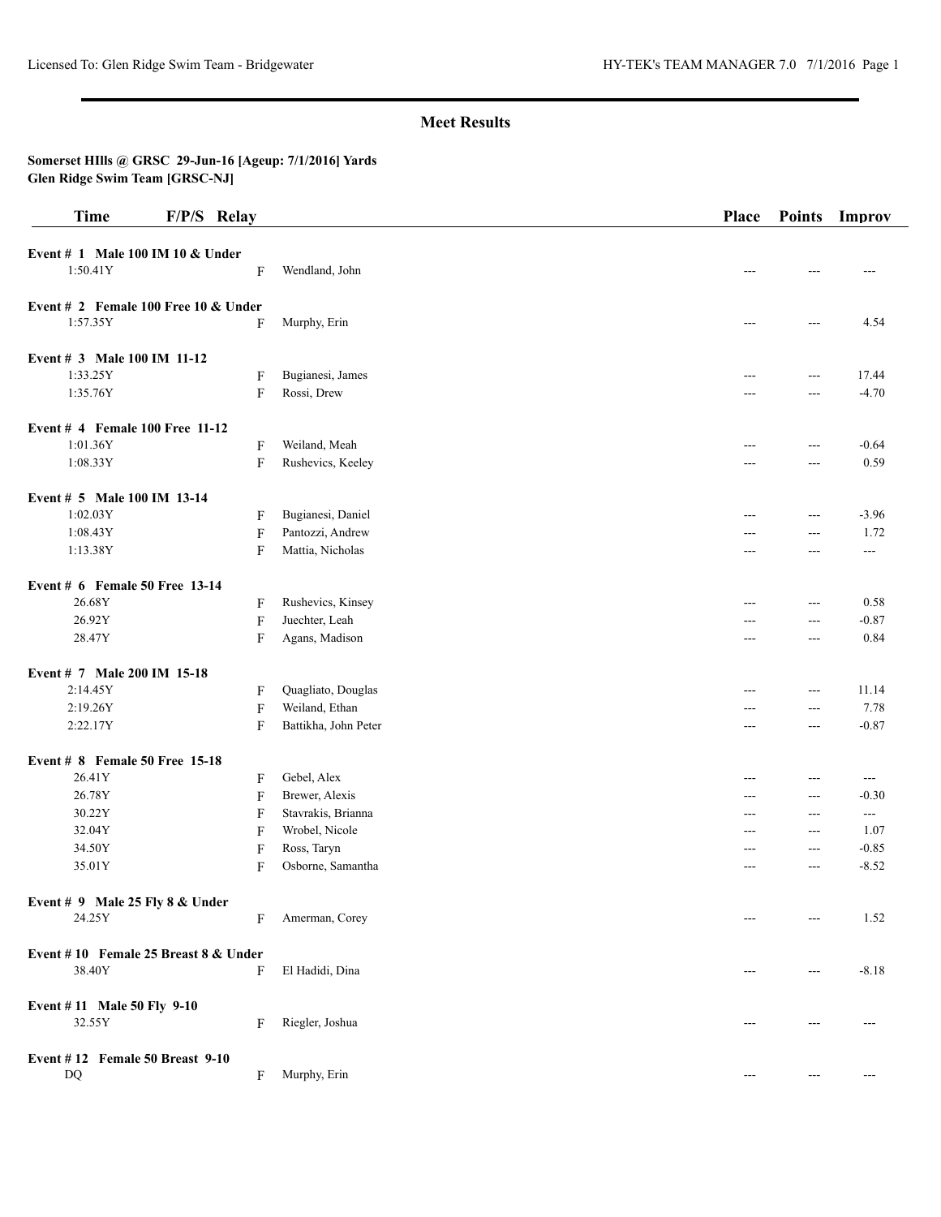## Meet Results

**Somerset HIlls @ GRSC 29-Jun-16 [Ageup: 7/1/2016] Yards**
**Glen Ridge Swim Team [GRSC-NJ]**

| Time | F/P/S | Relay | Place | Points | Improv |
|---|---|---|---|---|---|
| **Event # 1 Male 100 IM 10 & Under** | | | | | |
| 1:50.41Y | F | Wendland, John | --- | --- | --- |
| **Event # 2 Female 100 Free 10 & Under** | | | | | |
| 1:57.35Y | F | Murphy, Erin | --- | --- | 4.54 |
| **Event # 3 Male 100 IM 11-12** | | | | | |
| 1:33.25Y | F | Bugianesi, James | --- | --- | 17.44 |
| 1:35.76Y | F | Rossi, Drew | --- | --- | -4.70 |
| **Event # 4 Female 100 Free 11-12** | | | | | |
| 1:01.36Y | F | Weiland, Meah | --- | --- | -0.64 |
| 1:08.33Y | F | Rushevics, Keeley | --- | --- | 0.59 |
| **Event # 5 Male 100 IM 13-14** | | | | | |
| 1:02.03Y | F | Bugianesi, Daniel | --- | --- | -3.96 |
| 1:08.43Y | F | Pantozzi, Andrew | --- | --- | 1.72 |
| 1:13.38Y | F | Mattia, Nicholas | --- | --- | --- |
| **Event # 6 Female 50 Free 13-14** | | | | | |
| 26.68Y | F | Rushevics, Kinsey | --- | --- | 0.58 |
| 26.92Y | F | Juechter, Leah | --- | --- | -0.87 |
| 28.47Y | F | Agans, Madison | --- | --- | 0.84 |
| **Event # 7 Male 200 IM 15-18** | | | | | |
| 2:14.45Y | F | Quagliato, Douglas | --- | --- | 11.14 |
| 2:19.26Y | F | Weiland, Ethan | --- | --- | 7.78 |
| 2:22.17Y | F | Battikha, John Peter | --- | --- | -0.87 |
| **Event # 8 Female 50 Free 15-18** | | | | | |
| 26.41Y | F | Gebel, Alex | --- | --- | --- |
| 26.78Y | F | Brewer, Alexis | --- | --- | -0.30 |
| 30.22Y | F | Stavrakis, Brianna | --- | --- | --- |
| 32.04Y | F | Wrobel, Nicole | --- | --- | 1.07 |
| 34.50Y | F | Ross, Taryn | --- | --- | -0.85 |
| 35.01Y | F | Osborne, Samantha | --- | --- | -8.52 |
| **Event # 9 Male 25 Fly 8 & Under** | | | | | |
| 24.25Y | F | Amerman, Corey | --- | --- | 1.52 |
| **Event # 10 Female 25 Breast 8 & Under** | | | | | |
| 38.40Y | F | El Hadidi, Dina | --- | --- | -8.18 |
| **Event # 11 Male 50 Fly 9-10** | | | | | |
| 32.55Y | F | Riegler, Joshua | --- | --- | --- |
| **Event # 12 Female 50 Breast 9-10** | | | | | |
| DQ | F | Murphy, Erin | --- | --- | --- |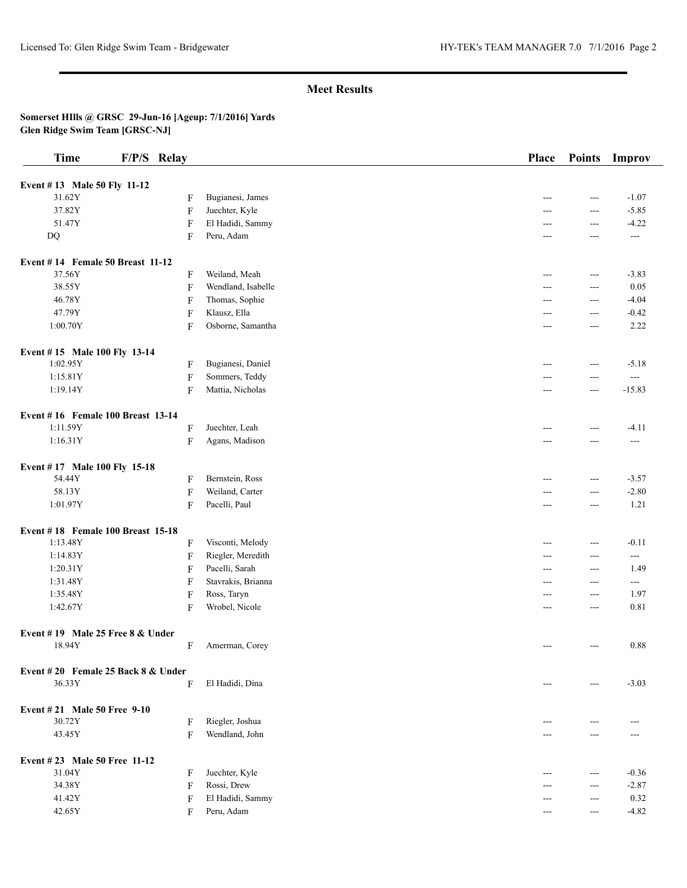## Meet Results

**Somerset HIlls @ GRSC 29-Jun-16 [Ageup: 7/1/2016] Yards**
**Glen Ridge Swim Team [GRSC-NJ]**

| Time | F/P/S | Relay | Place | Points | Improv |
|---|---|---|---|---|---|
| **Event # 13 Male 50 Fly 11-12** | | | | | |
| 31.62Y | F | Bugianesi, James | --- | --- | -1.07 |
| 37.82Y | F | Juechter, Kyle | --- | --- | -5.85 |
| 51.47Y | F | El Hadidi, Sammy | --- | --- | -4.22 |
| DQ | F | Peru, Adam | --- | --- | --- |
| **Event # 14 Female 50 Breast 11-12** | | | | | |
| 37.56Y | F | Weiland, Meah | --- | --- | -3.83 |
| 38.55Y | F | Wendland, Isabelle | --- | --- | 0.05 |
| 46.78Y | F | Thomas, Sophie | --- | --- | -4.04 |
| 47.79Y | F | Klausz, Ella | --- | --- | -0.42 |
| 1:00.70Y | F | Osborne, Samantha | --- | --- | 2.22 |
| **Event # 15 Male 100 Fly 13-14** | | | | | |
| 1:02.95Y | F | Bugianesi, Daniel | --- | --- | -5.18 |
| 1:15.81Y | F | Sommers, Teddy | --- | --- | --- |
| 1:19.14Y | F | Mattia, Nicholas | --- | --- | -15.83 |
| **Event # 16 Female 100 Breast 13-14** | | | | | |
| 1:11.59Y | F | Juechter, Leah | --- | --- | -4.11 |
| 1:16.31Y | F | Agans, Madison | --- | --- | --- |
| **Event # 17 Male 100 Fly 15-18** | | | | | |
| 54.44Y | F | Bernstein, Ross | --- | --- | -3.57 |
| 58.13Y | F | Weiland, Carter | --- | --- | -2.80 |
| 1:01.97Y | F | Pacelli, Paul | --- | --- | 1.21 |
| **Event # 18 Female 100 Breast 15-18** | | | | | |
| 1:13.48Y | F | Visconti, Melody | --- | --- | -0.11 |
| 1:14.83Y | F | Riegler, Meredith | --- | --- | --- |
| 1:20.31Y | F | Pacelli, Sarah | --- | --- | 1.49 |
| 1:31.48Y | F | Stavrakis, Brianna | --- | --- | --- |
| 1:35.48Y | F | Ross, Taryn | --- | --- | 1.97 |
| 1:42.67Y | F | Wrobel, Nicole | --- | --- | 0.81 |
| **Event # 19 Male 25 Free 8 & Under** | | | | | |
| 18.94Y | F | Amerman, Corey | --- | --- | 0.88 |
| **Event # 20 Female 25 Back 8 & Under** | | | | | |
| 36.33Y | F | El Hadidi, Dina | --- | --- | -3.03 |
| **Event # 21 Male 50 Free 9-10** | | | | | |
| 30.72Y | F | Riegler, Joshua | --- | --- | --- |
| 43.45Y | F | Wendland, John | --- | --- | --- |
| **Event # 23 Male 50 Free 11-12** | | | | | |
| 31.04Y | F | Juechter, Kyle | --- | --- | -0.36 |
| 34.38Y | F | Rossi, Drew | --- | --- | -2.87 |
| 41.42Y | F | El Hadidi, Sammy | --- | --- | 0.32 |
| 42.65Y | F | Peru, Adam | --- | --- | -4.82 |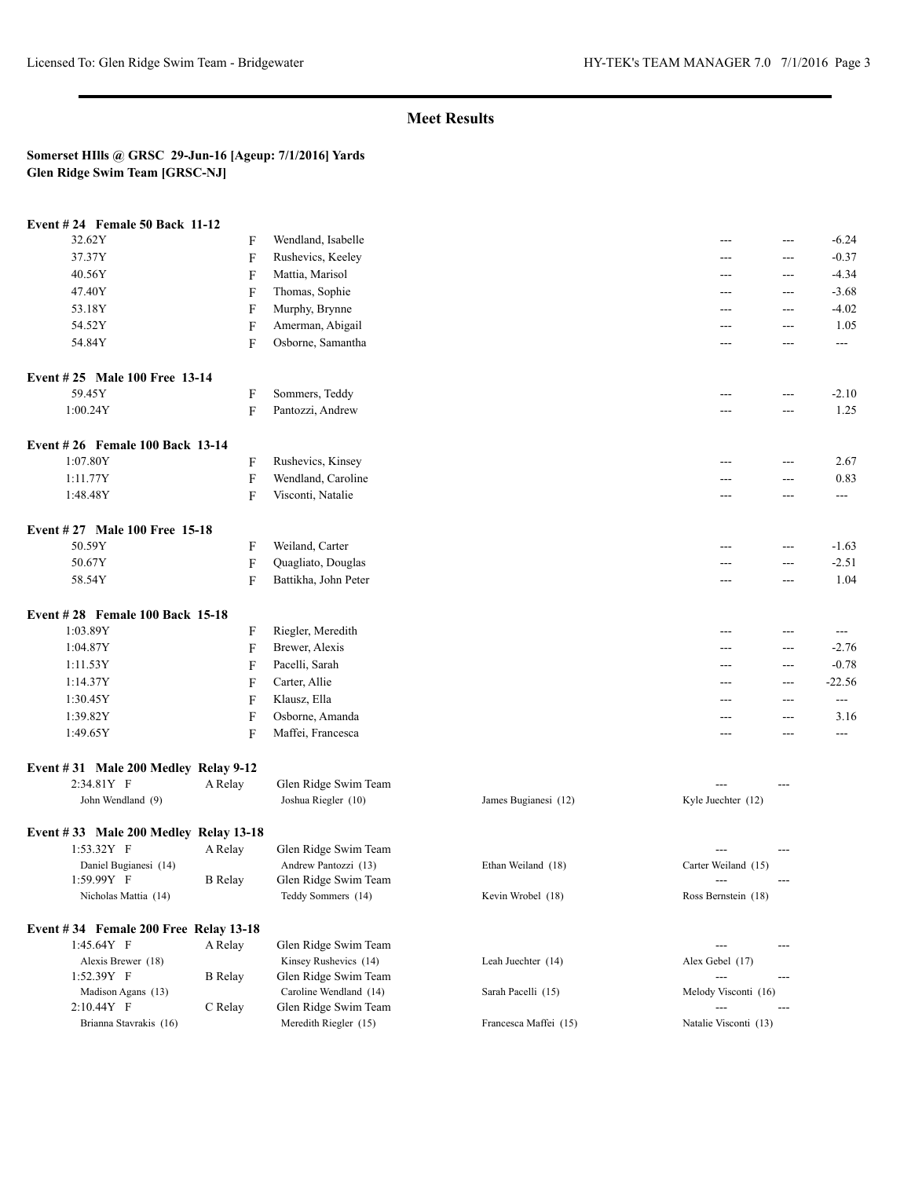## Meet Results

**Somerset HIlls @ GRSC 29-Jun-16 [Ageup: 7/1/2016] Yards**
**Glen Ridge Swim Team [GRSC-NJ]**

**Event # 24 Female 50 Back 11-12**

| | | | | | |
|---|---|---|---|---|---|
| 32.62Y | F | Wendland, Isabelle | --- | --- | -6.24 |
| 37.37Y | F | Rushevics, Keeley | --- | --- | -0.37 |
| 40.56Y | F | Mattia, Marisol | --- | --- | -4.34 |
| 47.40Y | F | Thomas, Sophie | --- | --- | -3.68 |
| 53.18Y | F | Murphy, Brynne | --- | --- | -4.02 |
| 54.52Y | F | Amerman, Abigail | --- | --- | 1.05 |
| 54.84Y | F | Osborne, Samantha | --- | --- | --- |

**Event # 25 Male 100 Free 13-14**

| | | | | | |
|---|---|---|---|---|---|
| 59.45Y | F | Sommers, Teddy | --- | --- | -2.10 |
| 1:00.24Y | F | Pantozzi, Andrew | --- | --- | 1.25 |

**Event # 26 Female 100 Back 13-14**

| | | | | | |
|---|---|---|---|---|---|
| 1:07.80Y | F | Rushevics, Kinsey | --- | --- | 2.67 |
| 1:11.77Y | F | Wendland, Caroline | --- | --- | 0.83 |
| 1:48.48Y | F | Visconti, Natalie | --- | --- | --- |

**Event # 27 Male 100 Free 15-18**

| | | | | | |
|---|---|---|---|---|---|
| 50.59Y | F | Weiland, Carter | --- | --- | -1.63 |
| 50.67Y | F | Quagliato, Douglas | --- | --- | -2.51 |
| 58.54Y | F | Battikha, John Peter | --- | --- | 1.04 |

**Event # 28 Female 100 Back 15-18**

| | | | | | |
|---|---|---|---|---|---|
| 1:03.89Y | F | Riegler, Meredith | --- | --- | --- |
| 1:04.87Y | F | Brewer, Alexis | --- | --- | -2.76 |
| 1:11.53Y | F | Pacelli, Sarah | --- | --- | -0.78 |
| 1:14.37Y | F | Carter, Allie | --- | --- | -22.56 |
| 1:30.45Y | F | Klausz, Ella | --- | --- | --- |
| 1:39.82Y | F | Osborne, Amanda | --- | --- | 3.16 |
| 1:49.65Y | F | Maffei, Francesca | --- | --- | --- |

**Event # 31 Male 200 Medley Relay 9-12**

| | | | | | |
|---|---|---|---|---|---|
| 2:34.81Y F | A Relay | Glen Ridge Swim Team | | --- | --- |
| John Wendland (9) | | Joshua Riegler (10) | James Bugianesi (12) | Kyle Juechter (12) | |

**Event # 33 Male 200 Medley Relay 13-18**

| | | | | | |
|---|---|---|---|---|---|
| 1:53.32Y F | A Relay | Glen Ridge Swim Team | | --- | --- |
| Daniel Bugianesi (14) | | Andrew Pantozzi (13) | Ethan Weiland (18) | Carter Weiland (15) | |
| 1:59.99Y F | B Relay | Glen Ridge Swim Team | | --- | --- |
| Nicholas Mattia (14) | | Teddy Sommers (14) | Kevin Wrobel (18) | Ross Bernstein (18) | |

**Event # 34 Female 200 Free Relay 13-18**

| | | | | | |
|---|---|---|---|---|---|
| 1:45.64Y F | A Relay | Glen Ridge Swim Team | | --- | --- |
| Alexis Brewer (18) | | Kinsey Rushevics (14) | Leah Juechter (14) | Alex Gebel (17) | |
| 1:52.39Y F | B Relay | Glen Ridge Swim Team | | --- | --- |
| Madison Agans (13) | | Caroline Wendland (14) | Sarah Pacelli (15) | Melody Visconti (16) | |
| 2:10.44Y F | C Relay | Glen Ridge Swim Team | | --- | --- |
| Brianna Stavrakis (16) | | Meredith Riegler (15) | Francesca Maffei (15) | Natalie Visconti (13) | |